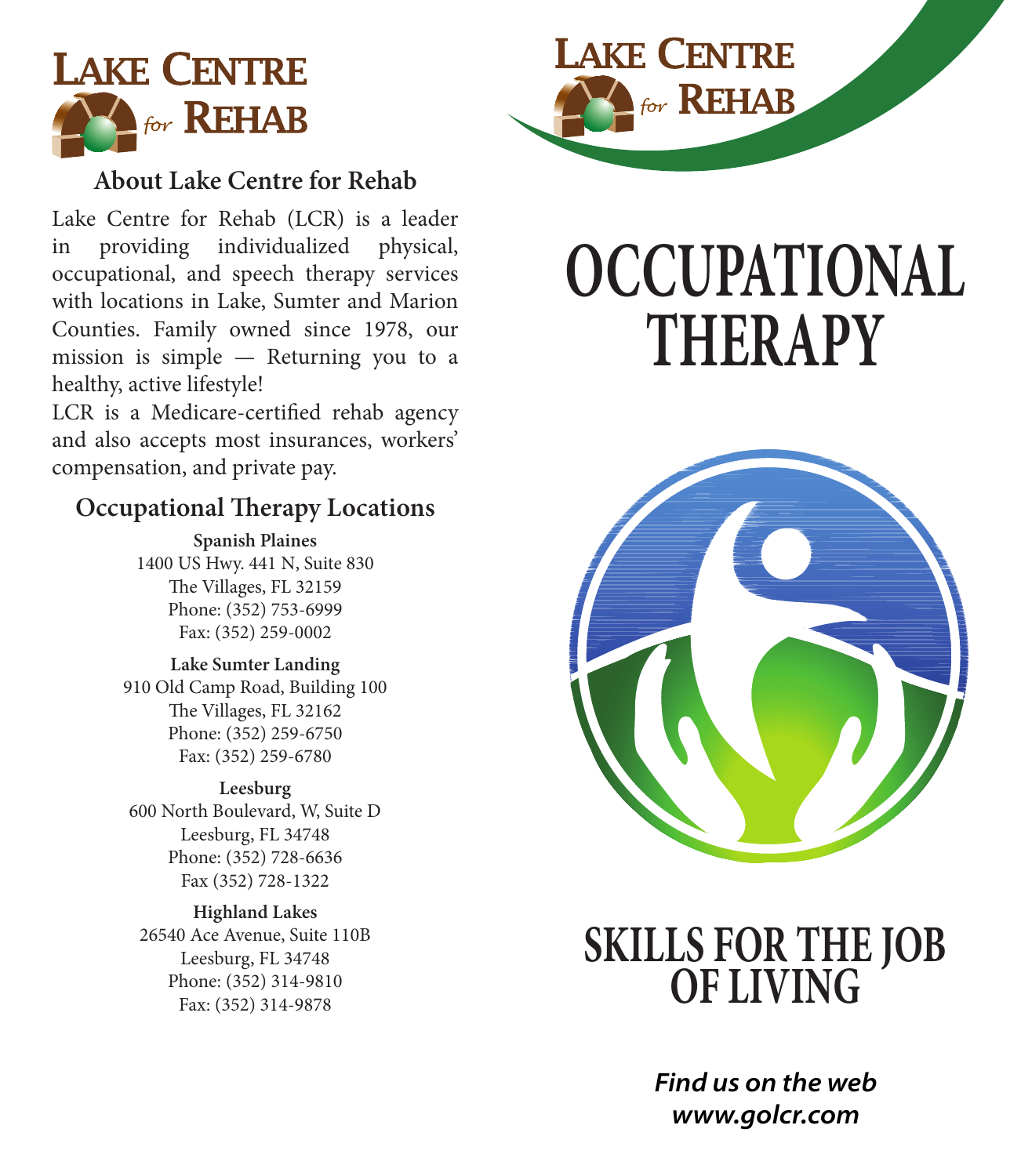# Lake Centre for Rehab

## About Lake Centre for Rehab

Lake Centre for Rehab (LCR) is a leader in providing individualized physical, occupational, and speech therapy services with locations in Lake, Sumter and Marion Counties. Family owned since 1978, our mission is simple — Returning you to a healthy, active lifestyle!

LCR is a Medicare-certified rehab agency and also accepts most insurances, workers' compensation, and private pay.

## Occupational Therapy Locations

**Spanish Plaines**
1400 US Hwy. 441 N, Suite 830
The Villages, FL 32159
Phone: (352) 753-6999
Fax: (352) 259-0002

**Lake Sumter Landing**
910 Old Camp Road, Building 100
The Villages, FL 32162
Phone: (352) 259-6750
Fax: (352) 259-6780

**Leesburg**
600 North Boulevard, W, Suite D
Leesburg, FL 34748
Phone: (352) 728-6636
Fax (352) 728-1322

**Highland Lakes**
26540 Ace Avenue, Suite 110B
Leesburg, FL 34748
Phone: (352) 314-9810
Fax: (352) 314-9878

Lake Centre for Rehab

# OCCUPATIONAL THERAPY

## SKILLS FOR THE JOB OF LIVING

***Find us on the web***
***www.golcr.com***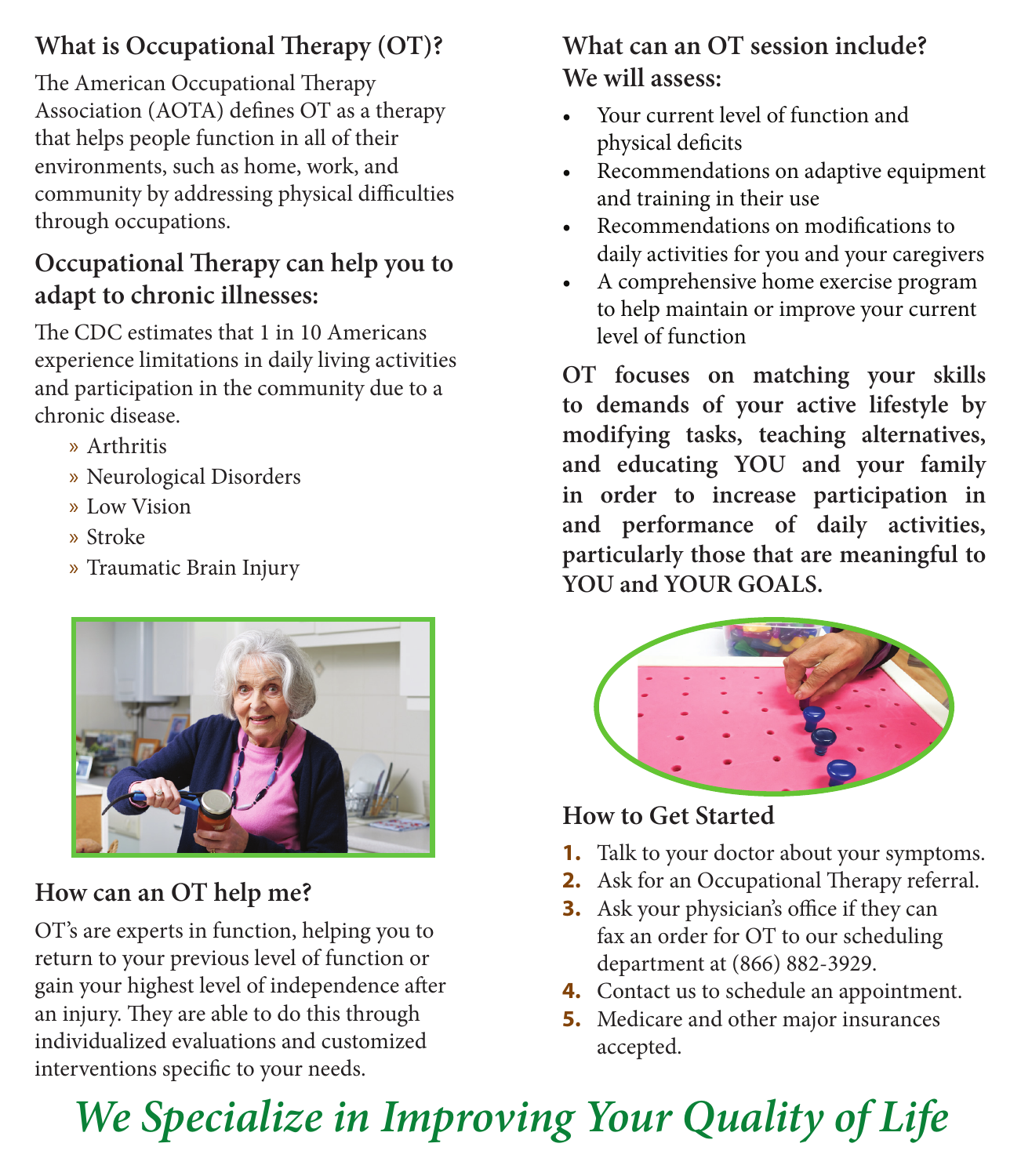## What is Occupational Therapy (OT)?

The American Occupational Therapy Association (AOTA) defines OT as a therapy that helps people function in all of their environments, such as home, work, and community by addressing physical difficulties through occupations.

## Occupational Therapy can help you to adapt to chronic illnesses:

The CDC estimates that 1 in 10 Americans experience limitations in daily living activities and participation in the community due to a chronic disease.

- Arthritis
- Neurological Disorders
- Low Vision
- Stroke
- Traumatic Brain Injury

## How can an OT help me?

OT's are experts in function, helping you to return to your previous level of function or gain your highest level of independence after an injury. They are able to do this through individualized evaluations and customized interventions specific to your needs.

## What can an OT session include? We will assess:

- Your current level of function and physical deficits
- Recommendations on adaptive equipment and training in their use
- Recommendations on modifications to daily activities for you and your caregivers
- A comprehensive home exercise program to help maintain or improve your current level of function

**OT focuses on matching your skills to demands of your active lifestyle by modifying tasks, teaching alternatives, and educating YOU and your family in order to increase participation in and performance of daily activities, particularly those that are meaningful to YOU and YOUR GOALS.**

## How to Get Started

1. Talk to your doctor about your symptoms.
2. Ask for an Occupational Therapy referral.
3. Ask your physician's office if they can fax an order for OT to our scheduling department at (866) 882-3929.
4. Contact us to schedule an appointment.
5. Medicare and other major insurances accepted.

*We Specialize in Improving Your Quality of Life*